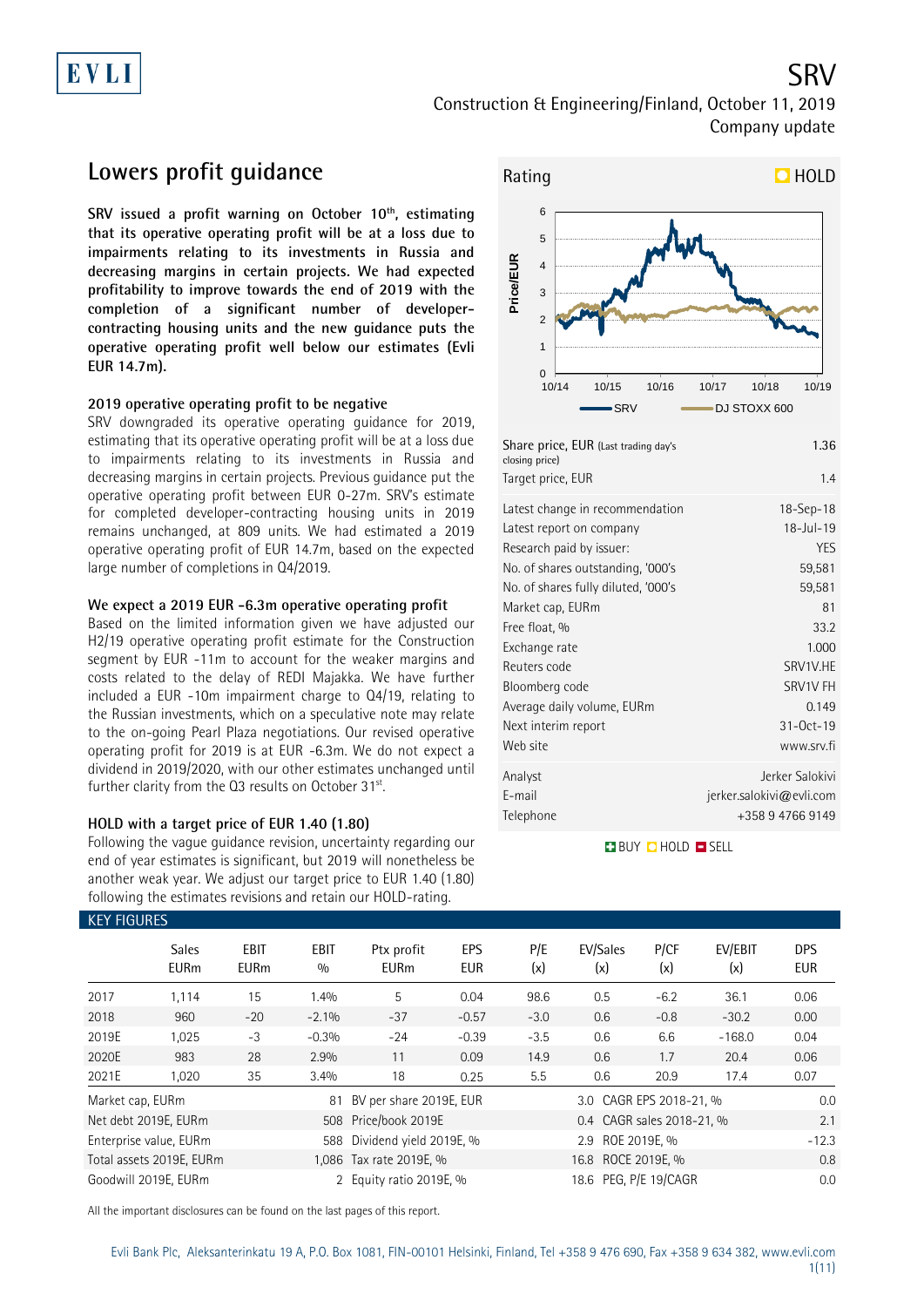EVLI

# SRV

Construction & Engineering/Finland, October 11, 2019
Company update

## Lowers profit guidance

**SRV issued a profit warning on October 10th, estimating that its operative operating profit will be at a loss due to impairments relating to its investments in Russia and decreasing margins in certain projects. We had expected profitability to improve towards the end of 2019 with the completion of a significant number of developer-contracting housing units and the new guidance puts the operative operating profit well below our estimates (Evli EUR 14.7m).**

### 2019 operative operating profit to be negative

SRV downgraded its operative operating guidance for 2019, estimating that its operative operating profit will be at a loss due to impairments relating to its investments in Russia and decreasing margins in certain projects. Previous guidance put the operative operating profit between EUR 0-27m. SRV's estimate for completed developer-contracting housing units in 2019 remains unchanged, at 809 units. We had estimated a 2019 operative operating profit of EUR 14.7m, based on the expected large number of completions in Q4/2019.

### We expect a 2019 EUR -6.3m operative operating profit

Based on the limited information given we have adjusted our H2/19 operative operating profit estimate for the Construction segment by EUR -11m to account for the weaker margins and costs related to the delay of REDI Majakka. We have further included a EUR -10m impairment charge to Q4/19, relating to the Russian investments, which on a speculative note may relate to the on-going Pearl Plaza negotiations. Our revised operative operating profit for 2019 is at EUR -6.3m. We do not expect a dividend in 2019/2020, with our other estimates unchanged until further clarity from the Q3 results on October 31st.

### HOLD with a target price of EUR 1.40 (1.80)

Following the vague guidance revision, uncertainty regarding our end of year estimates is significant, but 2019 will nonetheless be another weak year. We adjust our target price to EUR 1.40 (1.80) following the estimates revisions and retain our HOLD-rating.

**Rating: HOLD**

| | |
|---|---|
| Share price, EUR (Last trading day's closing price) | 1.36 |
| Target price, EUR | 1.4 |
| Latest change in recommendation | 18-Sep-18 |
| Latest report on company | 18-Jul-19 |
| Research paid by issuer: | YES |
| No. of shares outstanding, '000's | 59,581 |
| No. of shares fully diluted, '000's | 59,581 |
| Market cap, EURm | 81 |
| Free float, % | 33.2 |
| Exchange rate | 1.000 |
| Reuters code | SRV1V.HE |
| Bloomberg code | SRV1V FH |
| Average daily volume, EURm | 0.149 |
| Next interim report | 31-Oct-19 |
| Web site | www.srv.fi |
| Analyst | Jerker Salokivi |
| E-mail | jerker.salokivi@evli.com |
| Telephone | +358 9 4766 9149 |

BUY HOLD SELL

### KEY FIGURES

| | Sales EURm | EBIT EURm | EBIT % | Ptx profit EURm | EPS EUR | P/E (x) | EV/Sales (x) | P/CF (x) | EV/EBIT (x) | DPS EUR |
|---|---|---|---|---|---|---|---|---|---|---|
| 2017 | 1,114 | 15 | 1.4% | 5 | 0.04 | 98.6 | 0.5 | -6.2 | 36.1 | 0.06 |
| 2018 | 960 | -20 | -2.1% | -37 | -0.57 | -3.0 | 0.6 | -0.8 | -30.2 | 0.00 |
| 2019E | 1,025 | -3 | -0.3% | -24 | -0.39 | -3.5 | 0.6 | 6.6 | -168.0 | 0.04 |
| 2020E | 983 | 28 | 2.9% | 11 | 0.09 | 14.9 | 0.6 | 1.7 | 20.4 | 0.06 |
| 2021E | 1,020 | 35 | 3.4% | 18 | 0.25 | 5.5 | 0.6 | 20.9 | 17.4 | 0.07 |

| | | | | | |
|---|---|---|---|---|---|
| Market cap, EURm | 81 | BV per share 2019E, EUR | 3.0 | CAGR EPS 2018-21, % | 0.0 |
| Net debt 2019E, EURm | 508 | Price/book 2019E | 0.4 | CAGR sales 2018-21, % | 2.1 |
| Enterprise value, EURm | 588 | Dividend yield 2019E, % | 2.9 | ROE 2019E, % | -12.3 |
| Total assets 2019E, EURm | 1,086 | Tax rate 2019E, % | 16.8 | ROCE 2019E, % | 0.8 |
| Goodwill 2019E, EURm | 2 | Equity ratio 2019E, % | 18.6 | PEG, P/E 19/CAGR | 0.0 |

All the important disclosures can be found on the last pages of this report.

Evli Bank Plc, Aleksanterinkatu 19 A, P.O. Box 1081, FIN-00101 Helsinki, Finland, Tel +358 9 476 690, Fax +358 9 634 382, www.evli.com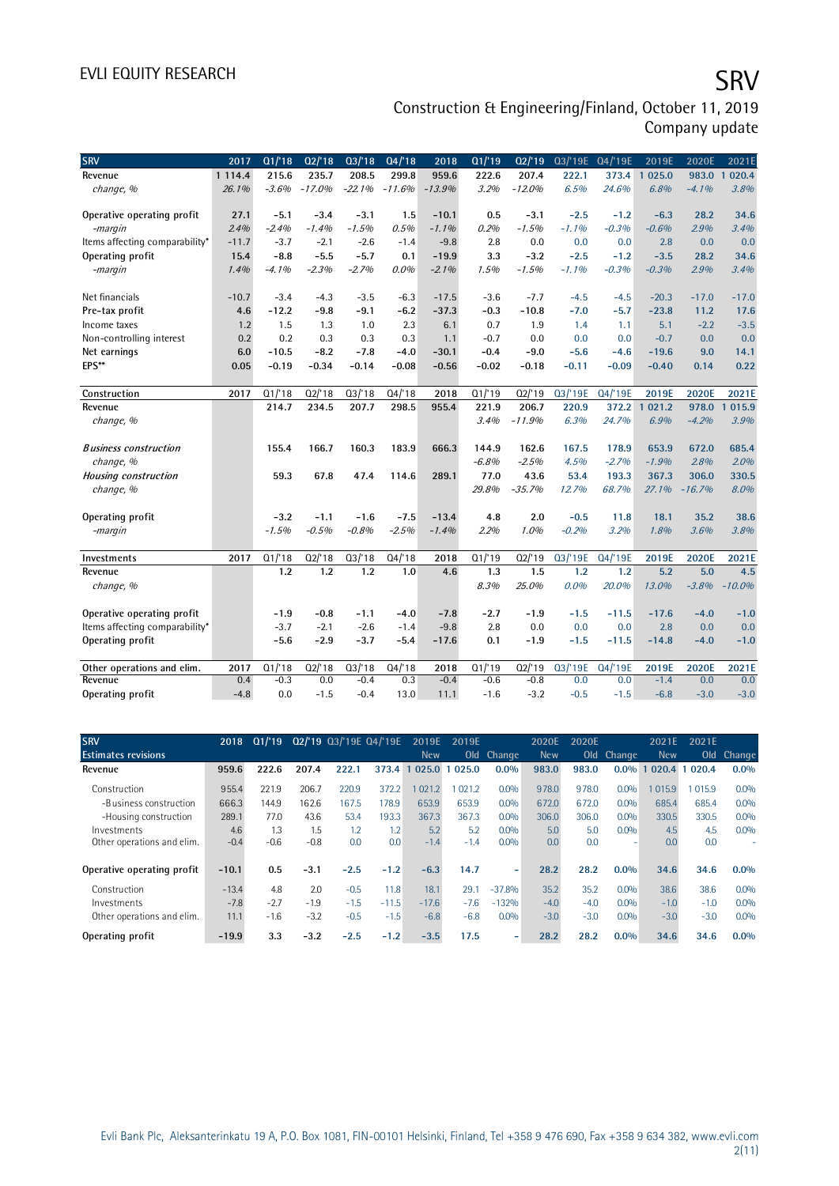| SRV | 2017 | Q1/'18 | Q2/'18 | Q3/'18 | Q4/'18 | 2018 | Q1/'19 | Q2/'19 | Q3/'19E | Q4/'19E | 2019E | 2020E | 2021E |
|---|---|---|---|---|---|---|---|---|---|---|---|---|---|
| Revenue | 1 114.4 | 215.6 | 235.7 | 208.5 | 299.8 | 959.6 | 222.6 | 207.4 | 222.1 | 373.4 | 1 025.0 | 983.0 | 1 020.4 |
| *change, %* | *26.1%* | *-3.6%* | *-17.0%* | *-22.1%* | *-11.6%* | *-13.9%* | *3.2%* | *-12.0%* | *6.5%* | *24.6%* | *6.8%* | *-4.1%* | *3.8%* |
| | | | | | | | | | | | | | |
| Operative operating profit | 27.1 | -5.1 | -3.4 | -3.1 | 1.5 | -10.1 | 0.5 | -3.1 | -2.5 | -1.2 | -6.3 | 28.2 | 34.6 |
| *-margin* | *2.4%* | *-2.4%* | *-1.4%* | *-1.5%* | *0.5%* | *-1.1%* | *0.2%* | *-1.5%* | *-1.1%* | *-0.3%* | *-0.6%* | *2.9%* | *3.4%* |
| Items affecting comparability* | -11.7 | -3.7 | -2.1 | -2.6 | -1.4 | -9.8 | 2.8 | 0.0 | 0.0 | 0.0 | 2.8 | 0.0 | 0.0 |
| Operating profit | 15.4 | -8.8 | -5.5 | -5.7 | 0.1 | -19.9 | 3.3 | -3.2 | -2.5 | -1.2 | -3.5 | 28.2 | 34.6 |
| *-margin* | *1.4%* | *-4.1%* | *-2.3%* | *-2.7%* | *0.0%* | *-2.1%* | *1.5%* | *-1.5%* | *-1.1%* | *-0.3%* | *-0.3%* | *2.9%* | *3.4%* |
| | | | | | | | | | | | | | |
| Net financials | -10.7 | -3.4 | -4.3 | -3.5 | -6.3 | -17.5 | -3.6 | -7.7 | -4.5 | -4.5 | -20.3 | -17.0 | -17.0 |
| Pre-tax profit | 4.6 | -12.2 | -9.8 | -9.1 | -6.2 | -37.3 | -0.3 | -10.8 | -7.0 | -5.7 | -23.8 | 11.2 | 17.6 |
| Income taxes | 1.2 | 1.5 | 1.3 | 1.0 | 2.3 | 6.1 | 0.7 | 1.9 | 1.4 | 1.1 | 5.1 | -2.2 | -3.5 |
| Non-controlling interest | 0.2 | 0.2 | 0.3 | 0.3 | 0.3 | 1.1 | -0.7 | 0.0 | 0.0 | 0.0 | -0.7 | 0.0 | 0.0 |
| Net earnings | 6.0 | -10.5 | -8.2 | -7.8 | -4.0 | -30.1 | -0.4 | -9.0 | -5.6 | -4.6 | -19.6 | 9.0 | 14.1 |
| EPS** | 0.05 | -0.19 | -0.34 | -0.14 | -0.08 | -0.56 | -0.02 | -0.18 | -0.11 | -0.09 | -0.40 | 0.14 | 0.22 |
| | | | | | | | | | | | | | |
| **Construction** | **2017** | **Q1/'18** | **Q2/'18** | **Q3/'18** | **Q4/'18** | **2018** | **Q1/'19** | **Q2/'19** | **Q3/'19E** | **Q4/'19E** | **2019E** | **2020E** | **2021E** |
| Revenue | | 214.7 | 234.5 | 207.7 | 298.5 | 955.4 | 221.9 | 206.7 | 220.9 | 372.2 | 1 021.2 | 978.0 | 1 015.9 |
| *change, %* | | | | | | | *3.4%* | *-11.9%* | *6.3%* | *24.7%* | *6.9%* | *-4.2%* | *3.9%* |
| | | | | | | | | | | | | | |
| *Business construction* | | 155.4 | 166.7 | 160.3 | 183.9 | 666.3 | 144.9 | 162.6 | 167.5 | 178.9 | 653.9 | 672.0 | 685.4 |
| *change, %* | | | | | | | *-6.8%* | *-2.5%* | *4.5%* | *-2.7%* | *-1.9%* | *2.8%* | *2.0%* |
| *Housing construction* | | 59.3 | 67.8 | 47.4 | 114.6 | 289.1 | 77.0 | 43.6 | 53.4 | 193.3 | 367.3 | 306.0 | 330.5 |
| *change, %* | | | | | | | *29.8%* | *-35.7%* | *12.7%* | *68.7%* | *27.1%* | *-16.7%* | *8.0%* |
| | | | | | | | | | | | | | |
| Operating profit | | -3.2 | -1.1 | -1.6 | -7.5 | -13.4 | 4.8 | 2.0 | -0.5 | 11.8 | 18.1 | 35.2 | 38.6 |
| *-margin* | | *-1.5%* | *-0.5%* | *-0.8%* | *-2.5%* | *-1.4%* | *2.2%* | *1.0%* | *-0.2%* | *3.2%* | *1.8%* | *3.6%* | *3.8%* |
| | | | | | | | | | | | | | |
| **Investments** | **2017** | **Q1/'18** | **Q2/'18** | **Q3/'18** | **Q4/'18** | **2018** | **Q1/'19** | **Q2/'19** | **Q3/'19E** | **Q4/'19E** | **2019E** | **2020E** | **2021E** |
| Revenue | | 1.2 | 1.2 | 1.2 | 1.0 | 4.6 | 1.3 | 1.5 | 1.2 | 1.2 | 5.2 | 5.0 | 4.5 |
| *change, %* | | | | | | | *8.3%* | *25.0%* | *0.0%* | *20.0%* | *13.0%* | *-3.8%* | *-10.0%* |
| | | | | | | | | | | | | | |
| Operative operating profit | | -1.9 | -0.8 | -1.1 | -4.0 | -7.8 | -2.7 | -1.9 | -1.5 | -11.5 | -17.6 | -4.0 | -1.0 |
| Items affecting comparability* | | -3.7 | -2.1 | -2.6 | -1.4 | -9.8 | 2.8 | 0.0 | 0.0 | 0.0 | 2.8 | 0.0 | 0.0 |
| Operating profit | | -5.6 | -2.9 | -3.7 | -5.4 | -17.6 | 0.1 | -1.9 | -1.5 | -11.5 | -14.8 | -4.0 | -1.0 |
| | | | | | | | | | | | | | |
| **Other operations and elim.** | **2017** | **Q1/'18** | **Q2/'18** | **Q3/'18** | **Q4/'18** | **2018** | **Q1/'19** | **Q2/'19** | **Q3/'19E** | **Q4/'19E** | **2019E** | **2020E** | **2021E** |
| Revenue | 0.4 | -0.3 | 0.0 | -0.4 | 0.3 | -0.4 | -0.6 | -0.8 | 0.0 | 0.0 | -1.4 | 0.0 | 0.0 |
| Operating profit | -4.8 | 0.0 | -1.5 | -0.4 | 13.0 | 11.1 | -1.6 | -3.2 | -0.5 | -1.5 | -6.8 | -3.0 | -3.0 |

| SRV Estimates revisions | 2018 | Q1/'19 | Q2/'19 | Q3/'19E | Q4/'19E | 2019E New | 2019E Old | Change | 2020E New | 2020E Old | Change | 2021E New | 2021E Old | Change |
|---|---|---|---|---|---|---|---|---|---|---|---|---|---|---|
| **Revenue** | **959.6** | **222.6** | **207.4** | **222.1** | **373.4** | **1 025.0** | **1 025.0** | **0.0%** | **983.0** | **983.0** | **0.0%** | **1 020.4** | **1 020.4** | **0.0%** |
| Construction | 955.4 | 221.9 | 206.7 | 220.9 | 372.2 | 1 021.2 | 1 021.2 | 0.0% | 978.0 | 978.0 | 0.0% | 1 015.9 | 1 015.9 | 0.0% |
| -Business construction | 666.3 | 144.9 | 162.6 | 167.5 | 178.9 | 653.9 | 653.9 | 0.0% | 672.0 | 672.0 | 0.0% | 685.4 | 685.4 | 0.0% |
| -Housing construction | 289.1 | 77.0 | 43.6 | 53.4 | 193.3 | 367.3 | 367.3 | 0.0% | 306.0 | 306.0 | 0.0% | 330.5 | 330.5 | 0.0% |
| Investments | 4.6 | 1.3 | 1.5 | 1.2 | 1.2 | 5.2 | 5.2 | 0.0% | 5.0 | 5.0 | 0.0% | 4.5 | 4.5 | 0.0% |
| Other operations and elim. | -0.4 | -0.6 | -0.8 | 0.0 | 0.0 | -1.4 | -1.4 | 0.0% | 0.0 | 0.0 | - | 0.0 | 0.0 | - |
| | | | | | | | | | | | | | | |
| **Operative operating profit** | **-10.1** | **0.5** | **-3.1** | **-2.5** | **-1.2** | **-6.3** | **14.7** | **-** | **28.2** | **28.2** | **0.0%** | **34.6** | **34.6** | **0.0%** |
| Construction | -13.4 | 4.8 | 2.0 | -0.5 | 11.8 | 18.1 | 29.1 | -37.8% | 35.2 | 35.2 | 0.0% | 38.6 | 38.6 | 0.0% |
| Investments | -7.8 | -2.7 | -1.9 | -1.5 | -11.5 | -17.6 | -7.6 | -132% | -4.0 | -4.0 | 0.0% | -1.0 | -1.0 | 0.0% |
| Other operations and elim. | 11.1 | -1.6 | -3.2 | -0.5 | -1.5 | -6.8 | -6.8 | 0.0% | -3.0 | -3.0 | 0.0% | -3.0 | -3.0 | 0.0% |
| | | | | | | | | | | | | | | |
| **Operating profit** | **-19.9** | **3.3** | **-3.2** | **-2.5** | **-1.2** | **-3.5** | **17.5** | **-** | **28.2** | **28.2** | **0.0%** | **34.6** | **34.6** | **0.0%** |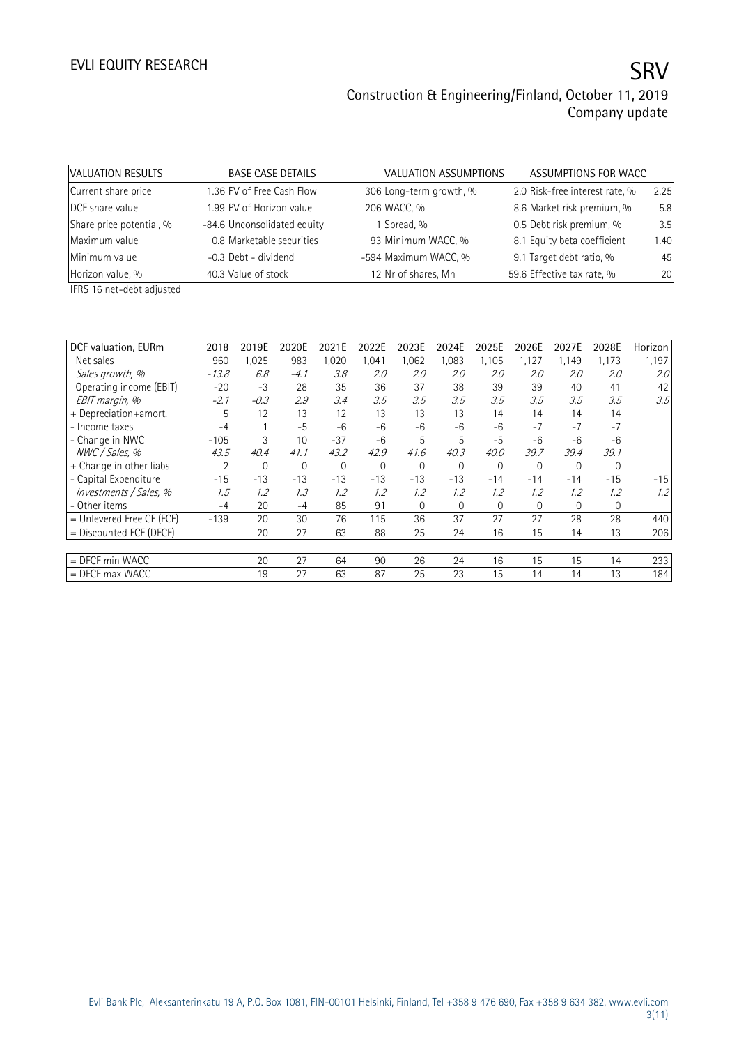| VALUATION RESULTS | BASE CASE DETAILS | | VALUATION ASSUMPTIONS | | ASSUMPTIONS FOR WACC | |
|---|---|---|---|---|---|---|
| Current share price | 1.36 | PV of Free Cash Flow | 306 | Long-term growth, % | 2.0 | Risk-free interest rate, % | 2.25 |
| DCF share value | 1.99 | PV of Horizon value | 206 | WACC, % | 8.6 | Market risk premium, % | 5.8 |
| Share price potential, % | -84.6 | Unconsolidated equity | 1 | Spread, % | 0.5 | Debt risk premium, % | 3.5 |
| Maximum value | 0.8 | Marketable securities | 93 | Minimum WACC, % | 8.1 | Equity beta coefficient | 1.40 |
| Minimum value | -0.3 | Debt - dividend | -594 | Maximum WACC, % | 9.1 | Target debt ratio, % | 45 |
| Horizon value, % | 40.3 | Value of stock | 12 | Nr of shares, Mn | 59.6 | Effective tax rate, % | 20 |

IFRS 16 net-debt adjusted

| DCF valuation, EURm | 2018 | 2019E | 2020E | 2021E | 2022E | 2023E | 2024E | 2025E | 2026E | 2027E | 2028E | Horizon |
|---|---|---|---|---|---|---|---|---|---|---|---|---|
| Net sales | 960 | 1,025 | 983 | 1,020 | 1,041 | 1,062 | 1,083 | 1,105 | 1,127 | 1,149 | 1,173 | 1,197 |
| *Sales growth, %* | *-13.8* | *6.8* | *-4.1* | *3.8* | *2.0* | *2.0* | *2.0* | *2.0* | *2.0* | *2.0* | *2.0* | *2.0* |
| Operating income (EBIT) | -20 | -3 | 28 | 35 | 36 | 37 | 38 | 39 | 39 | 40 | 41 | 42 |
| *EBIT margin, %* | *-2.1* | *-0.3* | *2.9* | *3.4* | *3.5* | *3.5* | *3.5* | *3.5* | *3.5* | *3.5* | *3.5* | *3.5* |
| + Depreciation+amort. | 5 | 12 | 13 | 12 | 13 | 13 | 13 | 14 | 14 | 14 | 14 | |
| - Income taxes | -4 | 1 | -5 | -6 | -6 | -6 | -6 | -6 | -7 | -7 | -7 | |
| - Change in NWC | -105 | 3 | 10 | -37 | -6 | 5 | 5 | -5 | -6 | -6 | -6 | |
| *NWC / Sales, %* | *43.5* | *40.4* | *41.1* | *43.2* | *42.9* | *41.6* | *40.3* | *40.0* | *39.7* | *39.4* | *39.1* | |
| + Change in other liabs | 2 | 0 | 0 | 0 | 0 | 0 | 0 | 0 | 0 | 0 | 0 | |
| - Capital Expenditure | -15 | -13 | -13 | -13 | -13 | -13 | -13 | -14 | -14 | -14 | -15 | -15 |
| *Investments / Sales, %* | *1.5* | *1.2* | *1.3* | *1.2* | *1.2* | *1.2* | *1.2* | *1.2* | *1.2* | *1.2* | *1.2* | *1.2* |
| - Other items | -4 | 20 | -4 | 85 | 91 | 0 | 0 | 0 | 0 | 0 | 0 | |
| = Unlevered Free CF (FCF) | -139 | 20 | 30 | 76 | 115 | 36 | 37 | 27 | 27 | 28 | 28 | 440 |
| = Discounted FCF (DFCF) | | 20 | 27 | 63 | 88 | 25 | 24 | 16 | 15 | 14 | 13 | 206 |
| = DFCF min WACC | | 20 | 27 | 64 | 90 | 26 | 24 | 16 | 15 | 15 | 14 | 233 |
| = DFCF max WACC | | 19 | 27 | 63 | 87 | 25 | 23 | 15 | 14 | 14 | 13 | 184 |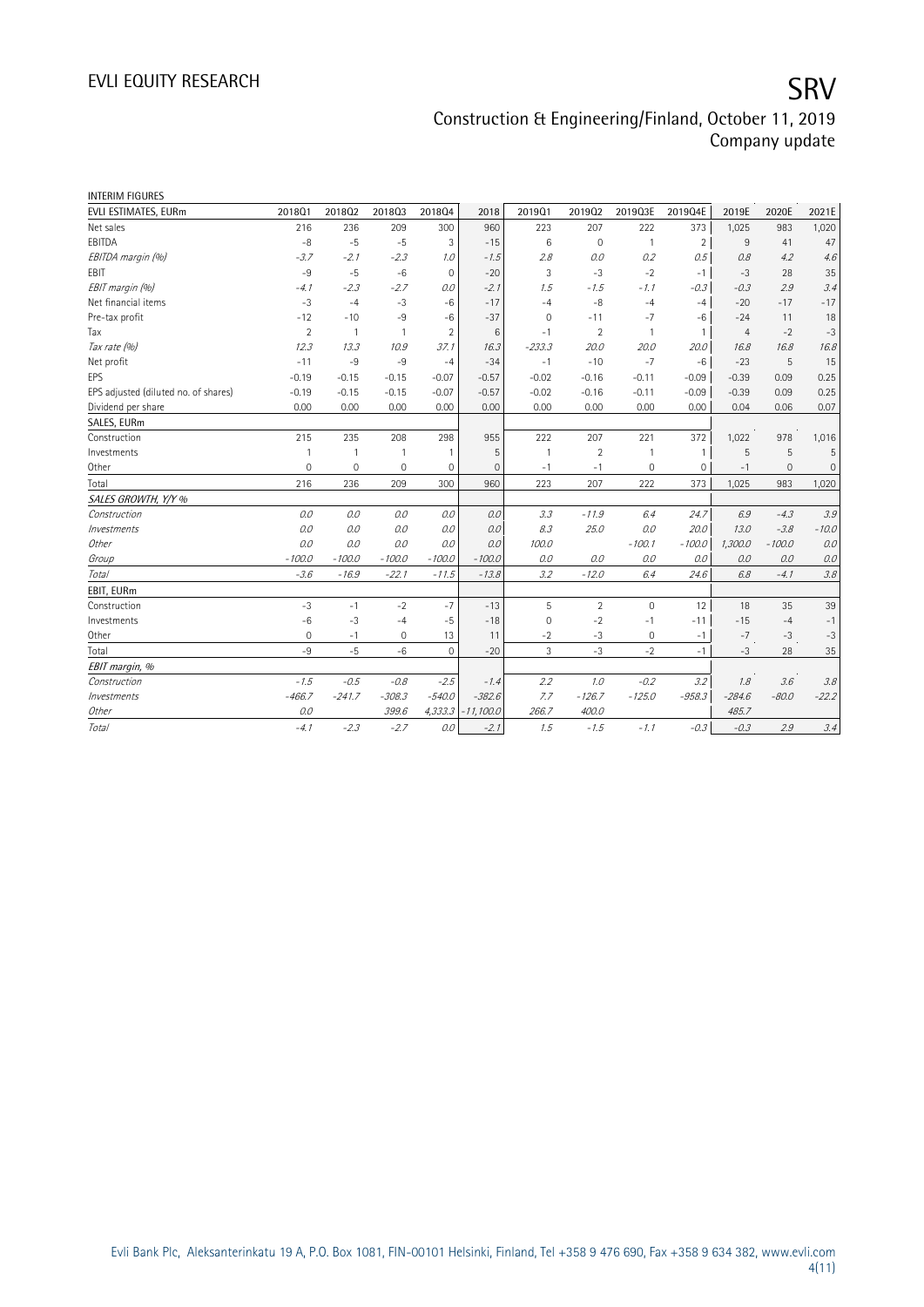INTERIM FIGURES

| EVLI ESTIMATES, EURm | 2018Q1 | 2018Q2 | 2018Q3 | 2018Q4 | 2018 | 2019Q1 | 2019Q2 | 2019Q3E | 2019Q4E | 2019E | 2020E | 2021E |
|---|---|---|---|---|---|---|---|---|---|---|---|---|
| Net sales | 216 | 236 | 209 | 300 | 960 | 223 | 207 | 222 | 373 | 1,025 | 983 | 1,020 |
| EBITDA | -8 | -5 | -5 | 3 | -15 | 6 | 0 | 1 | 2 | 9 | 41 | 47 |
| *EBITDA margin (%)* | *-3.7* | *-2.1* | *-2.3* | *1.0* | *-1.5* | *2.8* | *0.0* | *0.2* | *0.5* | *0.8* | *4.2* | *4.6* |
| EBIT | -9 | -5 | -6 | 0 | -20 | 3 | -3 | -2 | -1 | -3 | 28 | 35 |
| *EBIT margin (%)* | *-4.1* | *-2.3* | *-2.7* | *0.0* | *-2.1* | *1.5* | *-1.5* | *-1.1* | *-0.3* | *-0.3* | *2.9* | *3.4* |
| Net financial items | -3 | -4 | -3 | -6 | -17 | -4 | -8 | -4 | -4 | -20 | -17 | -17 |
| Pre-tax profit | -12 | -10 | -9 | -6 | -37 | 0 | -11 | -7 | -6 | -24 | 11 | 18 |
| Tax | 2 | 1 | 1 | 2 | 6 | -1 | 2 | 1 | 1 | 4 | -2 | -3 |
| *Tax rate (%)* | *12.3* | *13.3* | *10.9* | *37.1* | *16.3* | *-233.3* | *20.0* | *20.0* | *20.0* | *16.8* | *16.8* | *16.8* |
| Net profit | -11 | -9 | -9 | -4 | -34 | -1 | -10 | -7 | -6 | -23 | 5 | 15 |
| EPS | -0.19 | -0.15 | -0.15 | -0.07 | -0.57 | -0.02 | -0.16 | -0.11 | -0.09 | -0.39 | 0.09 | 0.25 |
| EPS adjusted (diluted no. of shares) | -0.19 | -0.15 | -0.15 | -0.07 | -0.57 | -0.02 | -0.16 | -0.11 | -0.09 | -0.39 | 0.09 | 0.25 |
| Dividend per share | 0.00 | 0.00 | 0.00 | 0.00 | 0.00 | 0.00 | 0.00 | 0.00 | 0.00 | 0.04 | 0.06 | 0.07 |
| **SALES, EURm** | | | | | | | | | | | | |
| Construction | 215 | 235 | 208 | 298 | 955 | 222 | 207 | 221 | 372 | 1,022 | 978 | 1,016 |
| Investments | 1 | 1 | 1 | 1 | 5 | 1 | 2 | 1 | 1 | 5 | 5 | 5 |
| Other | 0 | 0 | 0 | 0 | 0 | -1 | -1 | 0 | 0 | -1 | 0 | 0 |
| Total | 216 | 236 | 209 | 300 | 960 | 223 | 207 | 222 | 373 | 1,025 | 983 | 1,020 |
| *SALES GROWTH, Y/Y %* | | | | | | | | | | | | |
| *Construction* | *0.0* | *0.0* | *0.0* | *0.0* | *0.0* | *3.3* | *-11.9* | *6.4* | *24.7* | *6.9* | *-4.3* | *3.9* |
| *Investments* | *0.0* | *0.0* | *0.0* | *0.0* | *0.0* | *8.3* | *25.0* | *0.0* | *20.0* | *13.0* | *-3.8* | *-10.0* |
| *Other* | *0.0* | *0.0* | *0.0* | *0.0* | *0.0* | *100.0* | | *-100.1* | *-100.0* | *1,300.0* | *-100.0* | *0.0* |
| *Group* | *-100.0* | *-100.0* | *-100.0* | *-100.0* | *-100.0* | *0.0* | *0.0* | *0.0* | *0.0* | *0.0* | *0.0* | *0.0* |
| *Total* | *-3.6* | *-16.9* | *-22.1* | *-11.5* | *-13.8* | *3.2* | *-12.0* | *6.4* | *24.6* | *6.8* | *-4.1* | *3.8* |
| **EBIT, EURm** | | | | | | | | | | | | |
| Construction | -3 | -1 | -2 | -7 | -13 | 5 | 2 | 0 | 12 | 18 | 35 | 39 |
| Investments | -6 | -3 | -4 | -5 | -18 | 0 | -2 | -1 | -11 | -15 | -4 | -1 |
| Other | 0 | -1 | 0 | 13 | 11 | -2 | -3 | 0 | -1 | -7 | -3 | -3 |
| Total | -9 | -5 | -6 | 0 | -20 | 3 | -3 | -2 | -1 | -3 | 28 | 35 |
| *EBIT margin, %* | | | | | | | | | | | | |
| *Construction* | *-1.5* | *-0.5* | *-0.8* | *-2.5* | *-1.4* | *2.2* | *1.0* | *-0.2* | *3.2* | *1.8* | *3.6* | *3.8* |
| *Investments* | *-466.7* | *-241.7* | *-308.3* | *-540.0* | *-382.6* | *7.7* | *-126.7* | *-125.0* | *-958.3* | *-284.6* | *-80.0* | *-22.2* |
| *Other* | *0.0* | | *399.6* | *4,333.3* | *-11,100.0* | *266.7* | *400.0* | | | *485.7* | | |
| *Total* | *-4.1* | *-2.3* | *-2.7* | *0.0* | *-2.1* | *1.5* | *-1.5* | *-1.1* | *-0.3* | *-0.3* | *2.9* | *3.4* |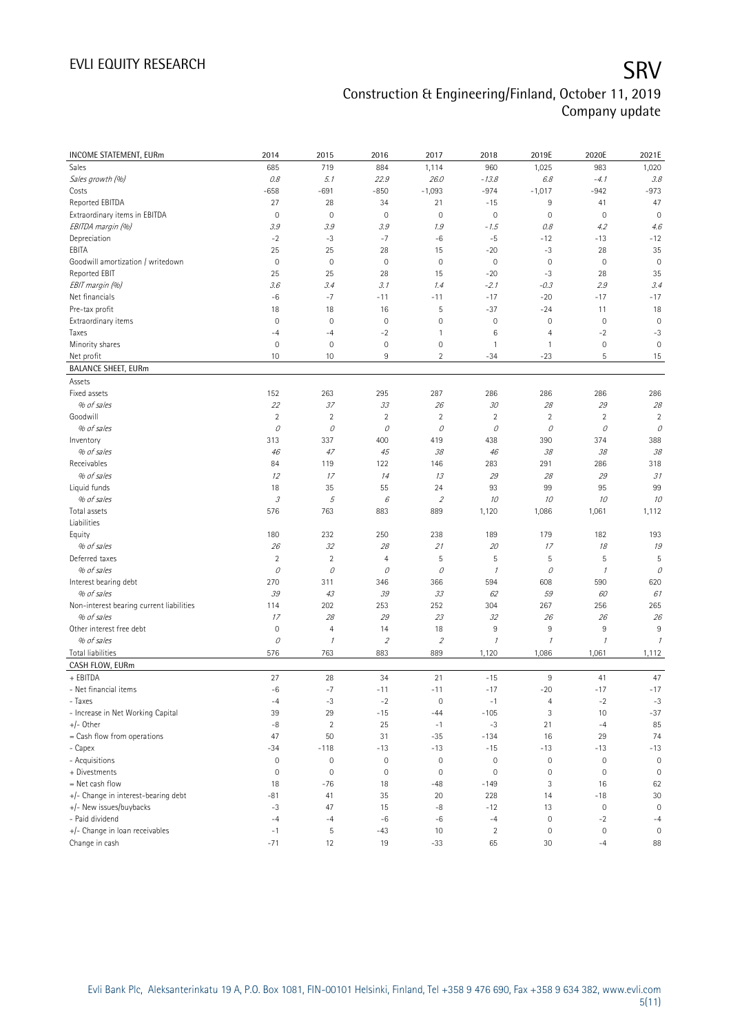| INCOME STATEMENT, EURm | 2014 | 2015 | 2016 | 2017 | 2018 | 2019E | 2020E | 2021E |
|---|---|---|---|---|---|---|---|---|
| Sales | 685 | 719 | 884 | 1,114 | 960 | 1,025 | 983 | 1,020 |
| *Sales growth (%)* | *0.8* | *5.1* | *22.9* | *26.0* | *-13.8* | *6.8* | *-4.1* | *3.8* |
| Costs | -658 | -691 | -850 | -1,093 | -974 | -1,017 | -942 | -973 |
| Reported EBITDA | 27 | 28 | 34 | 21 | -15 | 9 | 41 | 47 |
| Extraordinary items in EBITDA | 0 | 0 | 0 | 0 | 0 | 0 | 0 | 0 |
| *EBITDA margin (%)* | *3.9* | *3.9* | *3.9* | *1.9* | *-1.5* | *0.8* | *4.2* | *4.6* |
| Depreciation | -2 | -3 | -7 | -6 | -5 | -12 | -13 | -12 |
| EBITA | 25 | 25 | 28 | 15 | -20 | -3 | 28 | 35 |
| Goodwill amortization / writedown | 0 | 0 | 0 | 0 | 0 | 0 | 0 | 0 |
| Reported EBIT | 25 | 25 | 28 | 15 | -20 | -3 | 28 | 35 |
| *EBIT margin (%)* | *3.6* | *3.4* | *3.1* | *1.4* | *-2.1* | *-0.3* | *2.9* | *3.4* |
| Net financials | -6 | -7 | -11 | -11 | -17 | -20 | -17 | -17 |
| Pre-tax profit | 18 | 18 | 16 | 5 | -37 | -24 | 11 | 18 |
| Extraordinary items | 0 | 0 | 0 | 0 | 0 | 0 | 0 | 0 |
| Taxes | -4 | -4 | -2 | 1 | 6 | 4 | -2 | -3 |
| Minority shares | 0 | 0 | 0 | 0 | 1 | 1 | 0 | 0 |
| Net profit | 10 | 10 | 9 | 2 | -34 | -23 | 5 | 15 |
| **BALANCE SHEET, EURm** | | | | | | | | |
| Assets | | | | | | | | |
| Fixed assets | 152 | 263 | 295 | 287 | 286 | 286 | 286 | 286 |
| *% of sales* | *22* | *37* | *33* | *26* | *30* | *28* | *29* | *28* |
| Goodwill | 2 | 2 | 2 | 2 | 2 | 2 | 2 | 2 |
| *% of sales* | *0* | *0* | *0* | *0* | *0* | *0* | *0* | *0* |
| Inventory | 313 | 337 | 400 | 419 | 438 | 390 | 374 | 388 |
| *% of sales* | *46* | *47* | *45* | *38* | *46* | *38* | *38* | *38* |
| Receivables | 84 | 119 | 122 | 146 | 283 | 291 | 286 | 318 |
| *% of sales* | *12* | *17* | *14* | *13* | *29* | *28* | *29* | *31* |
| Liquid funds | 18 | 35 | 55 | 24 | 93 | 99 | 95 | 99 |
| *% of sales* | *3* | *5* | *6* | *2* | *10* | *10* | *10* | *10* |
| Total assets | 576 | 763 | 883 | 889 | 1,120 | 1,086 | 1,061 | 1,112 |
| Liabilities | | | | | | | | |
| Equity | 180 | 232 | 250 | 238 | 189 | 179 | 182 | 193 |
| *% of sales* | *26* | *32* | *28* | *21* | *20* | *17* | *18* | *19* |
| Deferred taxes | 2 | 2 | 4 | 5 | 5 | 5 | 5 | 5 |
| *% of sales* | *0* | *0* | *0* | *0* | *1* | *0* | *1* | *0* |
| Interest bearing debt | 270 | 311 | 346 | 366 | 594 | 608 | 590 | 620 |
| *% of sales* | *39* | *43* | *39* | *33* | *62* | *59* | *60* | *61* |
| Non-interest bearing current liabilities | 114 | 202 | 253 | 252 | 304 | 267 | 256 | 265 |
| *% of sales* | *17* | *28* | *29* | *23* | *32* | *26* | *26* | *26* |
| Other interest free debt | 0 | 4 | 14 | 18 | 9 | 9 | 9 | 9 |
| *% of sales* | *0* | *1* | *2* | *2* | *1* | *1* | *1* | *1* |
| Total liabilities | 576 | 763 | 883 | 889 | 1,120 | 1,086 | 1,061 | 1,112 |
| **CASH FLOW, EURm** | | | | | | | | |
| + EBITDA | 27 | 28 | 34 | 21 | -15 | 9 | 41 | 47 |
| - Net financial items | -6 | -7 | -11 | -11 | -17 | -20 | -17 | -17 |
| - Taxes | -4 | -3 | -2 | 0 | -1 | 4 | -2 | -3 |
| - Increase in Net Working Capital | 39 | 29 | -15 | -44 | -105 | 3 | 10 | -37 |
| +/- Other | -8 | 2 | 25 | -1 | -3 | 21 | -4 | 85 |
| = Cash flow from operations | 47 | 50 | 31 | -35 | -134 | 16 | 29 | 74 |
| - Capex | -34 | -118 | -13 | -13 | -15 | -13 | -13 | -13 |
| - Acquisitions | 0 | 0 | 0 | 0 | 0 | 0 | 0 | 0 |
| + Divestments | 0 | 0 | 0 | 0 | 0 | 0 | 0 | 0 |
| = Net cash flow | 18 | -76 | 18 | -48 | -149 | 3 | 16 | 62 |
| +/- Change in interest-bearing debt | -81 | 41 | 35 | 20 | 228 | 14 | -18 | 30 |
| +/- New issues/buybacks | -3 | 47 | 15 | -8 | -12 | 13 | 0 | 0 |
| - Paid dividend | -4 | -4 | -6 | -6 | -4 | 0 | -2 | -4 |
| +/- Change in loan receivables | -1 | 5 | -43 | 10 | 2 | 0 | 0 | 0 |
| Change in cash | -71 | 12 | 19 | -33 | 65 | 30 | -4 | 88 |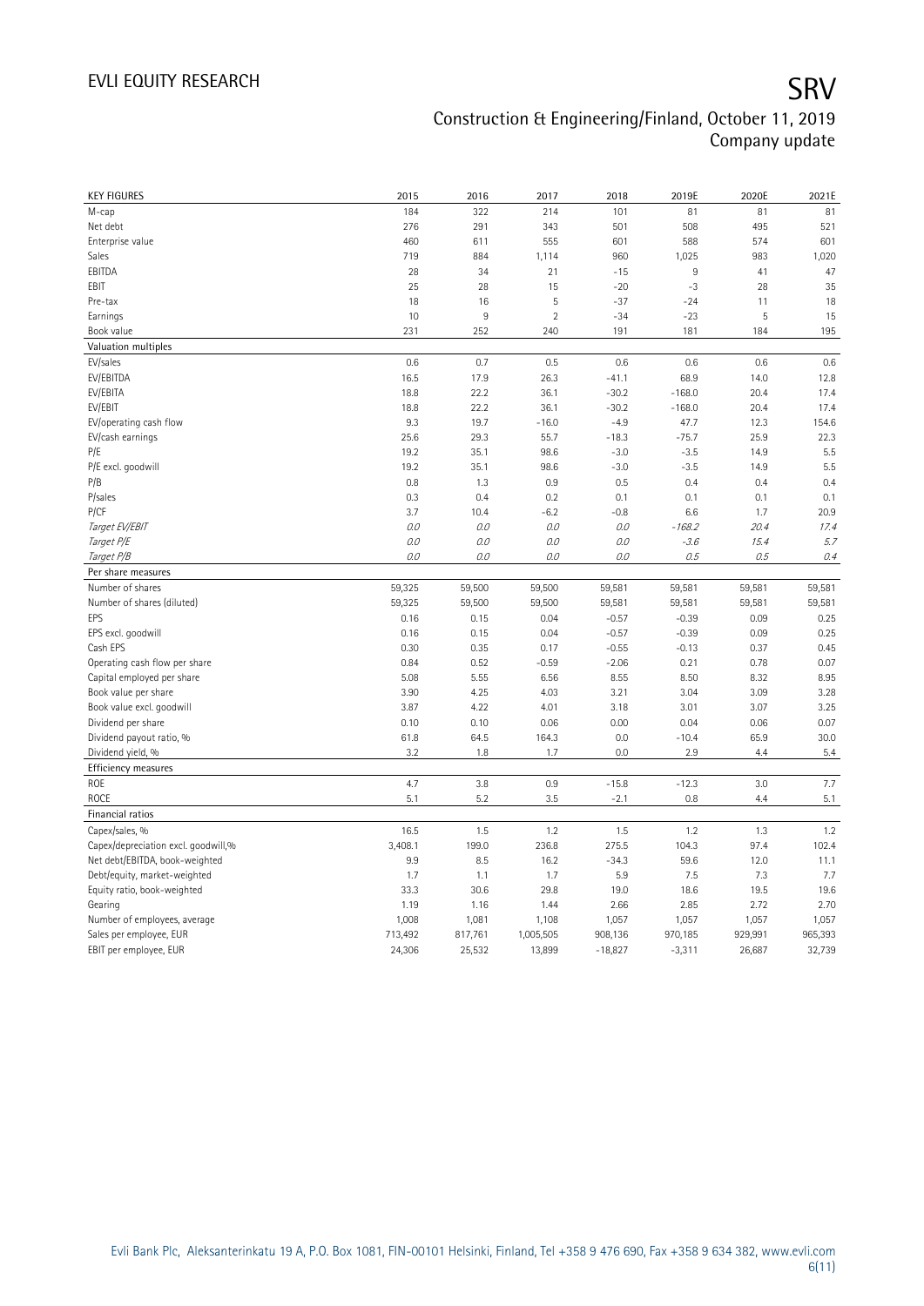| KEY FIGURES | 2015 | 2016 | 2017 | 2018 | 2019E | 2020E | 2021E |
|---|---|---|---|---|---|---|---|
| M-cap | 184 | 322 | 214 | 101 | 81 | 81 | 81 |
| Net debt | 276 | 291 | 343 | 501 | 508 | 495 | 521 |
| Enterprise value | 460 | 611 | 555 | 601 | 588 | 574 | 601 |
| Sales | 719 | 884 | 1,114 | 960 | 1,025 | 983 | 1,020 |
| EBITDA | 28 | 34 | 21 | -15 | 9 | 41 | 47 |
| EBIT | 25 | 28 | 15 | -20 | -3 | 28 | 35 |
| Pre-tax | 18 | 16 | 5 | -37 | -24 | 11 | 18 |
| Earnings | 10 | 9 | 2 | -34 | -23 | 5 | 15 |
| Book value | 231 | 252 | 240 | 191 | 181 | 184 | 195 |
| **Valuation multiples** | | | | | | | |
| EV/sales | 0.6 | 0.7 | 0.5 | 0.6 | 0.6 | 0.6 | 0.6 |
| EV/EBITDA | 16.5 | 17.9 | 26.3 | -41.1 | 68.9 | 14.0 | 12.8 |
| EV/EBITA | 18.8 | 22.2 | 36.1 | -30.2 | -168.0 | 20.4 | 17.4 |
| EV/EBIT | 18.8 | 22.2 | 36.1 | -30.2 | -168.0 | 20.4 | 17.4 |
| EV/operating cash flow | 9.3 | 19.7 | -16.0 | -4.9 | 47.7 | 12.3 | 154.6 |
| EV/cash earnings | 25.6 | 29.3 | 55.7 | -18.3 | -75.7 | 25.9 | 22.3 |
| P/E | 19.2 | 35.1 | 98.6 | -3.0 | -3.5 | 14.9 | 5.5 |
| P/E excl. goodwill | 19.2 | 35.1 | 98.6 | -3.0 | -3.5 | 14.9 | 5.5 |
| P/B | 0.8 | 1.3 | 0.9 | 0.5 | 0.4 | 0.4 | 0.4 |
| P/sales | 0.3 | 0.4 | 0.2 | 0.1 | 0.1 | 0.1 | 0.1 |
| P/CF | 3.7 | 10.4 | -6.2 | -0.8 | 6.6 | 1.7 | 20.9 |
| *Target EV/EBIT* | *0.0* | *0.0* | *0.0* | *0.0* | *-168.2* | *20.4* | *17.4* |
| *Target P/E* | *0.0* | *0.0* | *0.0* | *0.0* | *-3.6* | *15.4* | *5.7* |
| *Target P/B* | *0.0* | *0.0* | *0.0* | *0.0* | *0.5* | *0.5* | *0.4* |
| **Per share measures** | | | | | | | |
| Number of shares | 59,325 | 59,500 | 59,500 | 59,581 | 59,581 | 59,581 | 59,581 |
| Number of shares (diluted) | 59,325 | 59,500 | 59,500 | 59,581 | 59,581 | 59,581 | 59,581 |
| EPS | 0.16 | 0.15 | 0.04 | -0.57 | -0.39 | 0.09 | 0.25 |
| EPS excl. goodwill | 0.16 | 0.15 | 0.04 | -0.57 | -0.39 | 0.09 | 0.25 |
| Cash EPS | 0.30 | 0.35 | 0.17 | -0.55 | -0.13 | 0.37 | 0.45 |
| Operating cash flow per share | 0.84 | 0.52 | -0.59 | -2.06 | 0.21 | 0.78 | 0.07 |
| Capital employed per share | 5.08 | 5.55 | 6.56 | 8.55 | 8.50 | 8.32 | 8.95 |
| Book value per share | 3.90 | 4.25 | 4.03 | 3.21 | 3.04 | 3.09 | 3.28 |
| Book value excl. goodwill | 3.87 | 4.22 | 4.01 | 3.18 | 3.01 | 3.07 | 3.25 |
| Dividend per share | 0.10 | 0.10 | 0.06 | 0.00 | 0.04 | 0.06 | 0.07 |
| Dividend payout ratio, % | 61.8 | 64.5 | 164.3 | 0.0 | -10.4 | 65.9 | 30.0 |
| Dividend yield, % | 3.2 | 1.8 | 1.7 | 0.0 | 2.9 | 4.4 | 5.4 |
| **Efficiency measures** | | | | | | | |
| ROE | 4.7 | 3.8 | 0.9 | -15.8 | -12.3 | 3.0 | 7.7 |
| ROCE | 5.1 | 5.2 | 3.5 | -2.1 | 0.8 | 4.4 | 5.1 |
| **Financial ratios** | | | | | | | |
| Capex/sales, % | 16.5 | 1.5 | 1.2 | 1.5 | 1.2 | 1.3 | 1.2 |
| Capex/depreciation excl. goodwill,% | 3,408.1 | 199.0 | 236.8 | 275.5 | 104.3 | 97.4 | 102.4 |
| Net debt/EBITDA, book-weighted | 9.9 | 8.5 | 16.2 | -34.3 | 59.6 | 12.0 | 11.1 |
| Debt/equity, market-weighted | 1.7 | 1.1 | 1.7 | 5.9 | 7.5 | 7.3 | 7.7 |
| Equity ratio, book-weighted | 33.3 | 30.6 | 29.8 | 19.0 | 18.6 | 19.5 | 19.6 |
| Gearing | 1.19 | 1.16 | 1.44 | 2.66 | 2.85 | 2.72 | 2.70 |
| Number of employees, average | 1,008 | 1,081 | 1,108 | 1,057 | 1,057 | 1,057 | 1,057 |
| Sales per employee, EUR | 713,492 | 817,761 | 1,005,505 | 908,136 | 970,185 | 929,991 | 965,393 |
| EBIT per employee, EUR | 24,306 | 25,532 | 13,899 | -18,827 | -3,311 | 26,687 | 32,739 |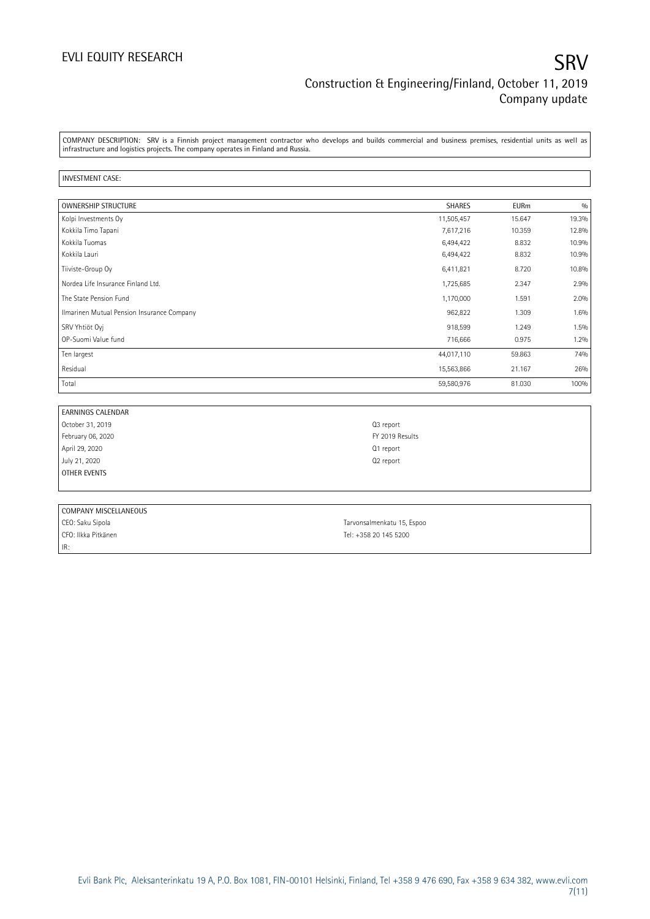COMPANY DESCRIPTION: SRV is a Finnish project management contractor who develops and builds commercial and business premises, residential units as well as infrastructure and logistics projects. The company operates in Finland and Russia.

INVESTMENT CASE:

| OWNERSHIP STRUCTURE | SHARES | EURm | % |
|---|---|---|---|
| Kolpi Investments Oy | 11,505,457 | 15.647 | 19.3% |
| Kokkila Timo Tapani | 7,617,216 | 10.359 | 12.8% |
| Kokkila Tuomas | 6,494,422 | 8.832 | 10.9% |
| Kokkila Lauri | 6,494,422 | 8.832 | 10.9% |
| Tiiviste-Group Oy | 6,411,821 | 8.720 | 10.8% |
| Nordea Life Insurance Finland Ltd. | 1,725,685 | 2.347 | 2.9% |
| The State Pension Fund | 1,170,000 | 1.591 | 2.0% |
| Ilmarinen Mutual Pension Insurance Company | 962,822 | 1.309 | 1.6% |
| SRV Yhtiöt Oyj | 918,599 | 1.249 | 1.5% |
| OP-Suomi Value fund | 716,666 | 0.975 | 1.2% |
| Ten largest | 44,017,110 | 59.863 | 74% |
| Residual | 15,563,866 | 21.167 | 26% |
| Total | 59,580,976 | 81.030 | 100% |

| EARNINGS CALENDAR | |
|---|---|
| October 31, 2019 | Q3 report |
| February 06, 2020 | FY 2019 Results |
| April 29, 2020 | Q1 report |
| July 21, 2020 | Q2 report |
| OTHER EVENTS | |

| COMPANY MISCELLANEOUS | |
|---|---|
| CEO: Saku Sipola | Tarvonsalmenkatu 15, Espoo |
| CFO: Ilkka Pitkänen | Tel: +358 20 145 5200 |
| IR: | |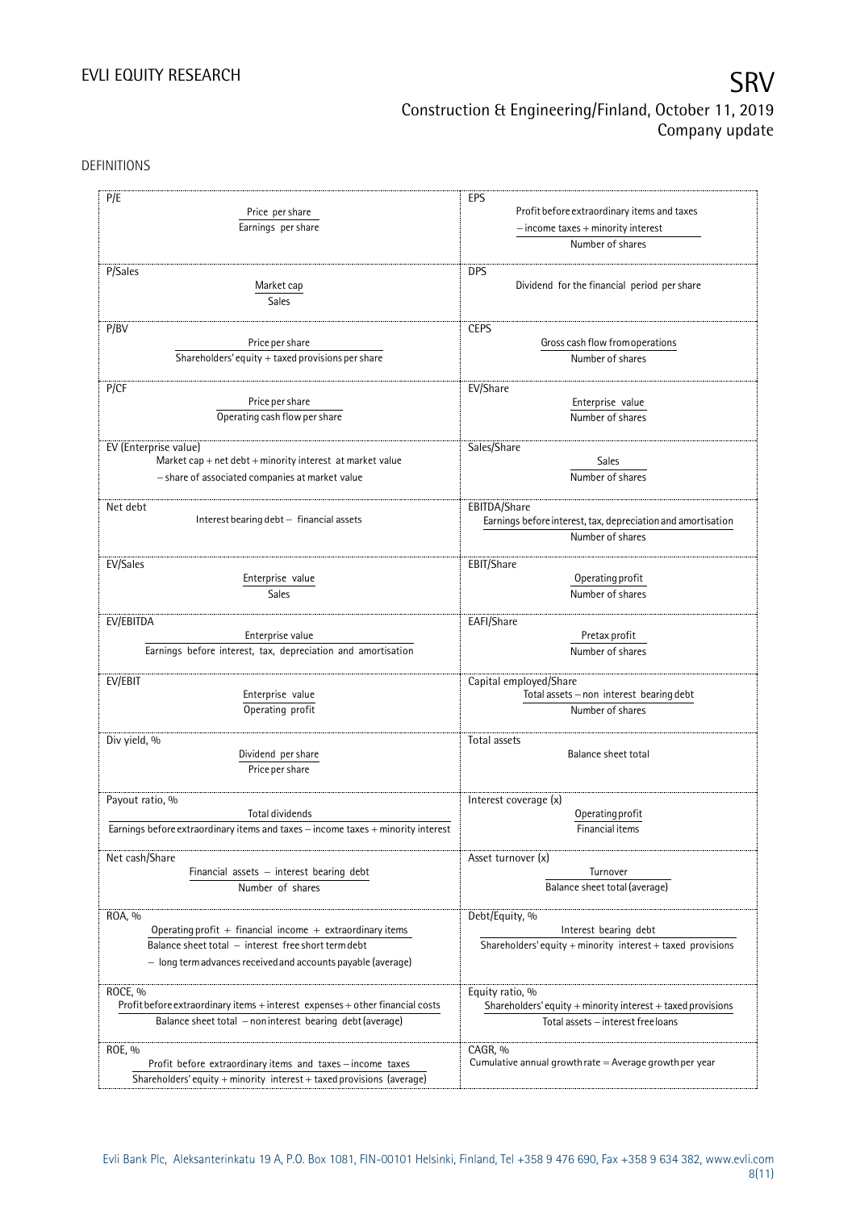## DEFINITIONS

| Definition | Formula | Definition | Formula |
|---|---|---|---|
| P/E | $\frac{\text{Price per share}}{\text{Earnings per share}}$ | EPS | $\frac{\text{Profit before extraordinary items and taxes} - \text{income taxes} + \text{minority interest}}{\text{Number of shares}}$ |
| P/Sales | $\frac{\text{Market cap}}{\text{Sales}}$ | DPS | Dividend for the financial period per share |
| P/BV | $\frac{\text{Price per share}}{\text{Shareholders' equity} + \text{taxed provisions per share}}$ | CEPS | $\frac{\text{Gross cash flow from operations}}{\text{Number of shares}}$ |
| P/CF | $\frac{\text{Price per share}}{\text{Operating cash flow per share}}$ | EV/Share | $\frac{\text{Enterprise value}}{\text{Number of shares}}$ |
| EV (Enterprise value) | Market cap + net debt + minority interest at market value − share of associated companies at market value | Sales/Share | $\frac{\text{Sales}}{\text{Number of shares}}$ |
| Net debt | Interest bearing debt − financial assets | EBITDA/Share | $\frac{\text{Earnings before interest, tax, depreciation and amortisation}}{\text{Number of shares}}$ |
| EV/Sales | $\frac{\text{Enterprise value}}{\text{Sales}}$ | EBIT/Share | $\frac{\text{Operating profit}}{\text{Number of shares}}$ |
| EV/EBITDA | $\frac{\text{Enterprise value}}{\text{Earnings before interest, tax, depreciation and amortisation}}$ | EAFI/Share | $\frac{\text{Pretax profit}}{\text{Number of shares}}$ |
| EV/EBIT | $\frac{\text{Enterprise value}}{\text{Operating profit}}$ | Capital employed/Share | $\frac{\text{Total assets} - \text{non interest bearing debt}}{\text{Number of shares}}$ |
| Div yield, % | $\frac{\text{Dividend per share}}{\text{Price per share}}$ | Total assets | Balance sheet total |
| Payout ratio, % | $\frac{\text{Total dividends}}{\text{Earnings before extraordinary items and taxes} - \text{income taxes} + \text{minority interest}}$ | Interest coverage (x) | $\frac{\text{Operating profit}}{\text{Financial items}}$ |
| Net cash/Share | $\frac{\text{Financial assets} - \text{interest bearing debt}}{\text{Number of shares}}$ | Asset turnover (x) | $\frac{\text{Turnover}}{\text{Balance sheet total (average)}}$ |
| ROA, % | $\frac{\text{Operating profit} + \text{financial income} + \text{extraordinary items}}{\text{Balance sheet total} - \text{interest free short term debt} - \text{long term advances received and accounts payable (average)}}$ | Debt/Equity, % | $\frac{\text{Interest bearing debt}}{\text{Shareholders' equity} + \text{minority interest} + \text{taxed provisions}}$ |
| ROCE, % | $\frac{\text{Profit before extraordinary items} + \text{interest expenses} + \text{other financial costs}}{\text{Balance sheet total} - \text{non interest bearing debt (average)}}$ | Equity ratio, % | $\frac{\text{Shareholders' equity} + \text{minority interest} + \text{taxed provisions}}{\text{Total assets} - \text{interest free loans}}$ |
| ROE, % | $\frac{\text{Profit before extraordinary items and taxes} - \text{income taxes}}{\text{Shareholders' equity} + \text{minority interest} + \text{taxed provisions (average)}}$ | CAGR, % | Cumulative annual growth rate = Average growth per year |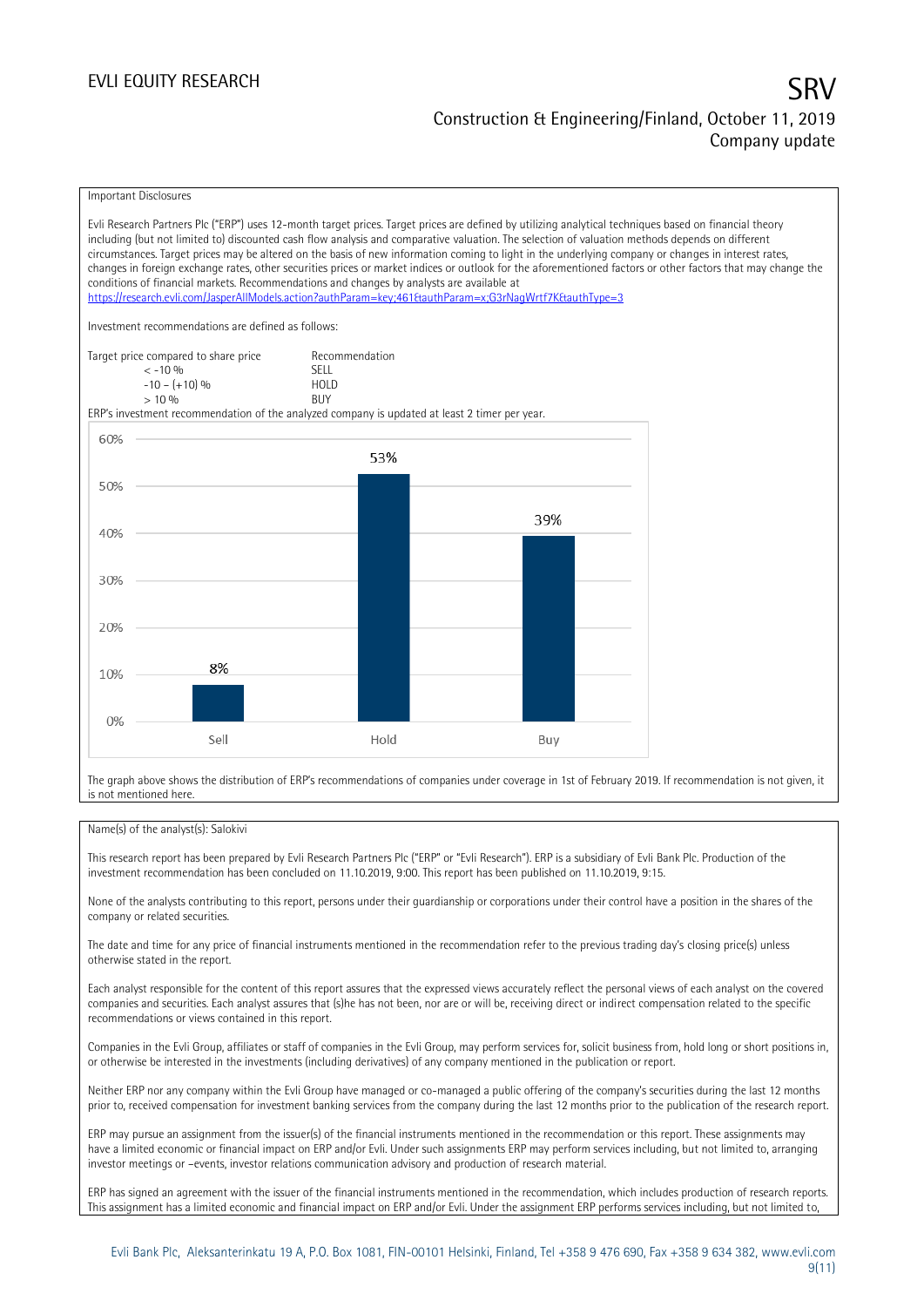Important Disclosures

Evli Research Partners Plc ("ERP") uses 12-month target prices. Target prices are defined by utilizing analytical techniques based on financial theory including (but not limited to) discounted cash flow analysis and comparative valuation. The selection of valuation methods depends on different circumstances. Target prices may be altered on the basis of new information coming to light in the underlying company or changes in interest rates, changes in foreign exchange rates, other securities prices or market indices or outlook for the aforementioned factors or other factors that may change the conditions of financial markets. Recommendations and changes by analysts are available at https://research.evli.com/JasperAllModels.action?authParam=key;461&authParam=x;G3rNagWrtf7K&authType=3

Investment recommendations are defined as follows:

| Target price compared to share price | Recommendation |
| --- | --- |
| < -10 % | SELL |
| -10 – (+10) % | HOLD |
| > 10 % | BUY |

ERP's investment recommendation of the analyzed company is updated at least 2 timer per year.

| | Sell | Hold | Buy |
| --- | --- | --- | --- |
| | 8% | 53% | 39% |

The graph above shows the distribution of ERP's recommendations of companies under coverage in 1st of February 2019. If recommendation is not given, it is not mentioned here.

Name(s) of the analyst(s): Salokivi

This research report has been prepared by Evli Research Partners Plc ("ERP" or "Evli Research"). ERP is a subsidiary of Evli Bank Plc. Production of the investment recommendation has been concluded on 11.10.2019, 9:00. This report has been published on 11.10.2019, 9:15.

None of the analysts contributing to this report, persons under their guardianship or corporations under their control have a position in the shares of the company or related securities.

The date and time for any price of financial instruments mentioned in the recommendation refer to the previous trading day's closing price(s) unless otherwise stated in the report.

Each analyst responsible for the content of this report assures that the expressed views accurately reflect the personal views of each analyst on the covered companies and securities. Each analyst assures that (s)he has not been, nor are or will be, receiving direct or indirect compensation related to the specific recommendations or views contained in this report.

Companies in the Evli Group, affiliates or staff of companies in the Evli Group, may perform services for, solicit business from, hold long or short positions in, or otherwise be interested in the investments (including derivatives) of any company mentioned in the publication or report.

Neither ERP nor any company within the Evli Group have managed or co-managed a public offering of the company's securities during the last 12 months prior to, received compensation for investment banking services from the company during the last 12 months prior to the publication of the research report.

ERP may pursue an assignment from the issuer(s) of the financial instruments mentioned in the recommendation or this report. These assignments may have a limited economic or financial impact on ERP and/or Evli. Under such assignments ERP may perform services including, but not limited to, arranging investor meetings or –events, investor relations communication advisory and production of research material.

ERP has signed an agreement with the issuer of the financial instruments mentioned in the recommendation, which includes production of research reports. This assignment has a limited economic and financial impact on ERP and/or Evli. Under the assignment ERP performs services including, but not limited to,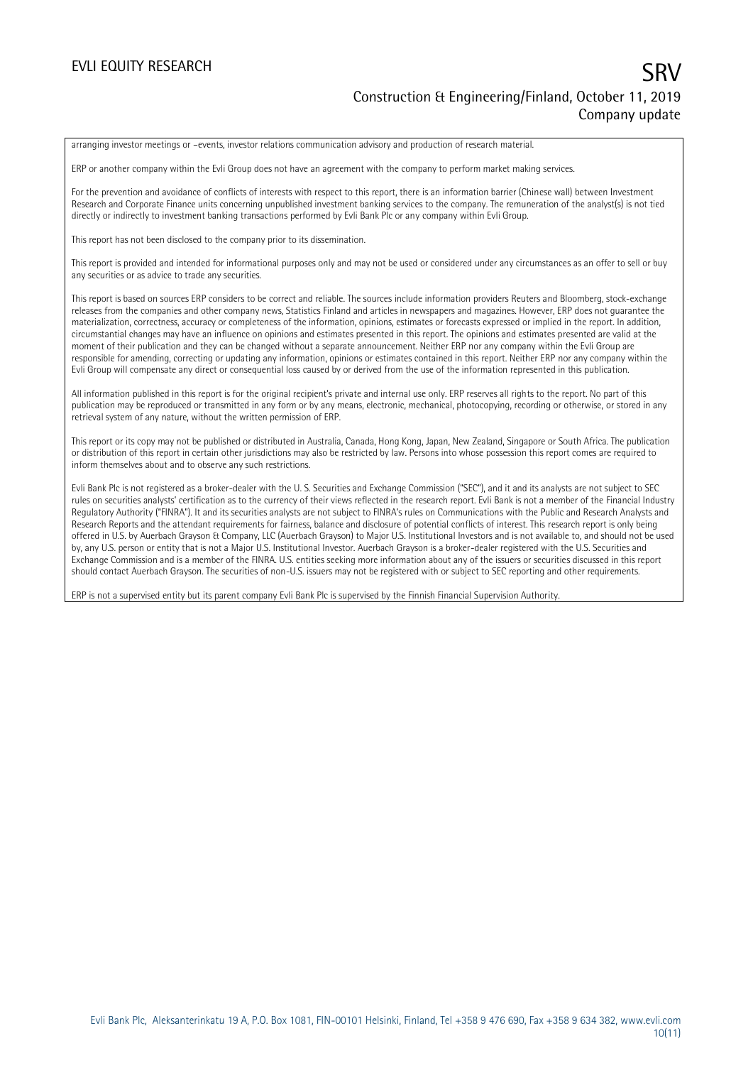arranging investor meetings or –events, investor relations communication advisory and production of research material.

ERP or another company within the Evli Group does not have an agreement with the company to perform market making services.

For the prevention and avoidance of conflicts of interests with respect to this report, there is an information barrier (Chinese wall) between Investment Research and Corporate Finance units concerning unpublished investment banking services to the company. The remuneration of the analyst(s) is not tied directly or indirectly to investment banking transactions performed by Evli Bank Plc or any company within Evli Group.

This report has not been disclosed to the company prior to its dissemination.

This report is provided and intended for informational purposes only and may not be used or considered under any circumstances as an offer to sell or buy any securities or as advice to trade any securities.

This report is based on sources ERP considers to be correct and reliable. The sources include information providers Reuters and Bloomberg, stock-exchange releases from the companies and other company news, Statistics Finland and articles in newspapers and magazines. However, ERP does not guarantee the materialization, correctness, accuracy or completeness of the information, opinions, estimates or forecasts expressed or implied in the report. In addition, circumstantial changes may have an influence on opinions and estimates presented in this report. The opinions and estimates presented are valid at the moment of their publication and they can be changed without a separate announcement. Neither ERP nor any company within the Evli Group are responsible for amending, correcting or updating any information, opinions or estimates contained in this report. Neither ERP nor any company within the Evli Group will compensate any direct or consequential loss caused by or derived from the use of the information represented in this publication.

All information published in this report is for the original recipient's private and internal use only. ERP reserves all rights to the report. No part of this publication may be reproduced or transmitted in any form or by any means, electronic, mechanical, photocopying, recording or otherwise, or stored in any retrieval system of any nature, without the written permission of ERP.

This report or its copy may not be published or distributed in Australia, Canada, Hong Kong, Japan, New Zealand, Singapore or South Africa. The publication or distribution of this report in certain other jurisdictions may also be restricted by law. Persons into whose possession this report comes are required to inform themselves about and to observe any such restrictions.

Evli Bank Plc is not registered as a broker-dealer with the U. S. Securities and Exchange Commission ("SEC"), and it and its analysts are not subject to SEC rules on securities analysts' certification as to the currency of their views reflected in the research report. Evli Bank is not a member of the Financial Industry Regulatory Authority ("FINRA"). It and its securities analysts are not subject to FINRA's rules on Communications with the Public and Research Analysts and Research Reports and the attendant requirements for fairness, balance and disclosure of potential conflicts of interest. This research report is only being offered in U.S. by Auerbach Grayson & Company, LLC (Auerbach Grayson) to Major U.S. Institutional Investors and is not available to, and should not be used by, any U.S. person or entity that is not a Major U.S. Institutional Investor. Auerbach Grayson is a broker-dealer registered with the U.S. Securities and Exchange Commission and is a member of the FINRA. U.S. entities seeking more information about any of the issuers or securities discussed in this report should contact Auerbach Grayson. The securities of non-U.S. issuers may not be registered with or subject to SEC reporting and other requirements.

ERP is not a supervised entity but its parent company Evli Bank Plc is supervised by the Finnish Financial Supervision Authority.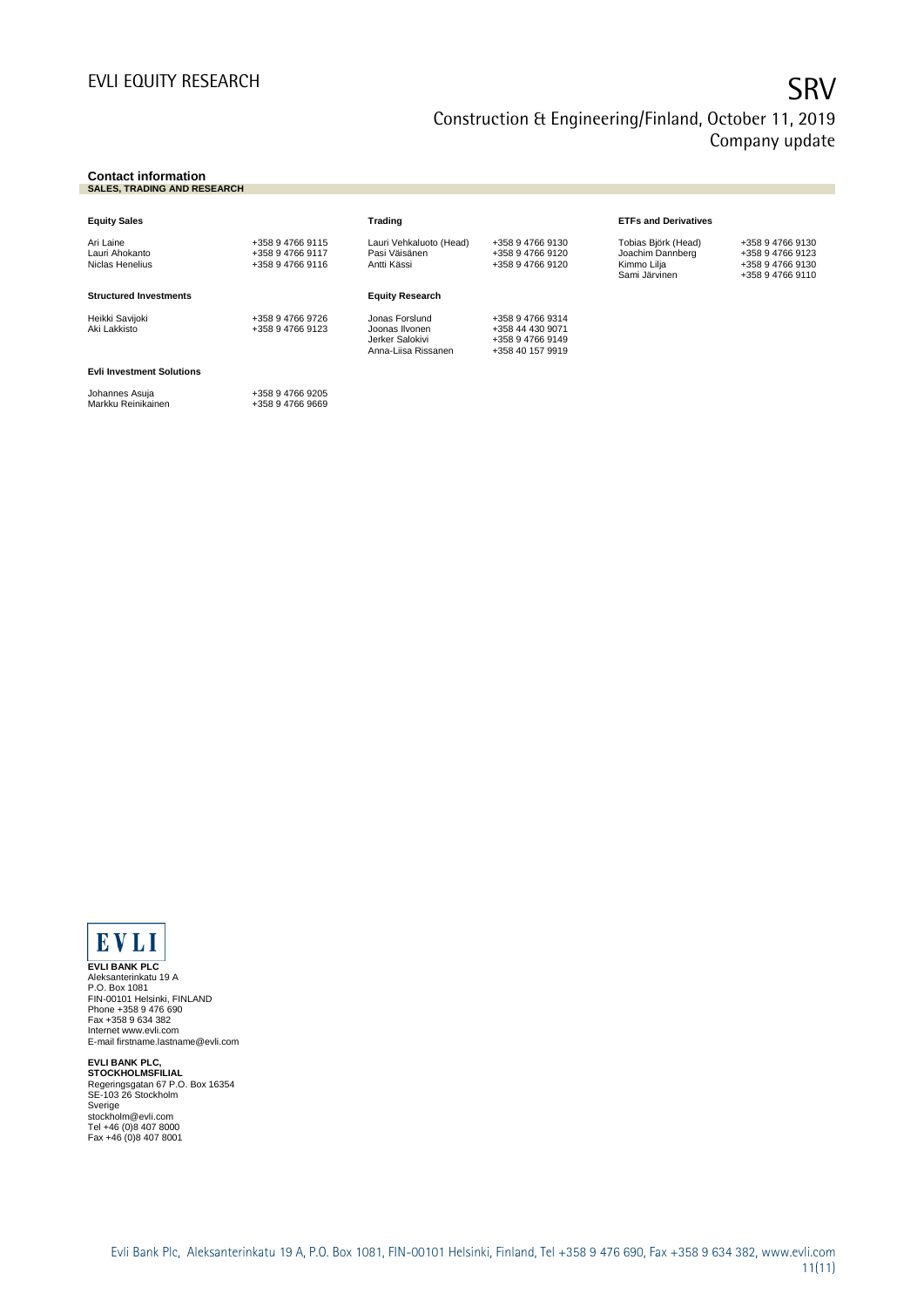**Contact information**

**SALES, TRADING AND RESEARCH**

**Equity Sales**

| | |
|---|---|
| Ari Laine | +358 9 4766 9115 |
| Lauri Ahokanto | +358 9 4766 9117 |
| Niclas Henelius | +358 9 4766 9116 |

**Structured Investments**

| | |
|---|---|
| Heikki Savijoki | +358 9 4766 9726 |
| Aki Lakkisto | +358 9 4766 9123 |

**Evli Investment Solutions**

| | |
|---|---|
| Johannes Asuja | +358 9 4766 9205 |
| Markku Reinikainen | +358 9 4766 9669 |

**Trading**

| | |
|---|---|
| Lauri Vehkaluoto (Head) | +358 9 4766 9130 |
| Pasi Väisänen | +358 9 4766 9120 |
| Antti Kässi | +358 9 4766 9120 |

**Equity Research**

| | |
|---|---|
| Jonas Forslund | +358 9 4766 9314 |
| Joonas Ilvonen | +358 44 430 9071 |
| Jerker Salokivi | +358 9 4766 9149 |
| Anna-Liisa Rissanen | +358 40 157 9919 |

**ETFs and Derivatives**

| | |
|---|---|
| Tobias Björk (Head) | +358 9 4766 9130 |
| Joachim Dannberg | +358 9 4766 9123 |
| Kimmo Lilja | +358 9 4766 9130 |
| Sami Järvinen | +358 9 4766 9110 |

**EVLI BANK PLC**
Aleksanterinkatu 19 A
P.O. Box 1081
FIN-00101 Helsinki, FINLAND
Phone +358 9 476 690
Fax +358 9 634 382
Internet www.evli.com
E-mail firstname.lastname@evli.com

**EVLI BANK PLC, STOCKHOLMSFILIAL**
Regeringsgatan 67 P.O. Box 16354
SE-103 26 Stockholm
Sverige
stockholm@evli.com
Tel +46 (0)8 407 8000
Fax +46 (0)8 407 8001